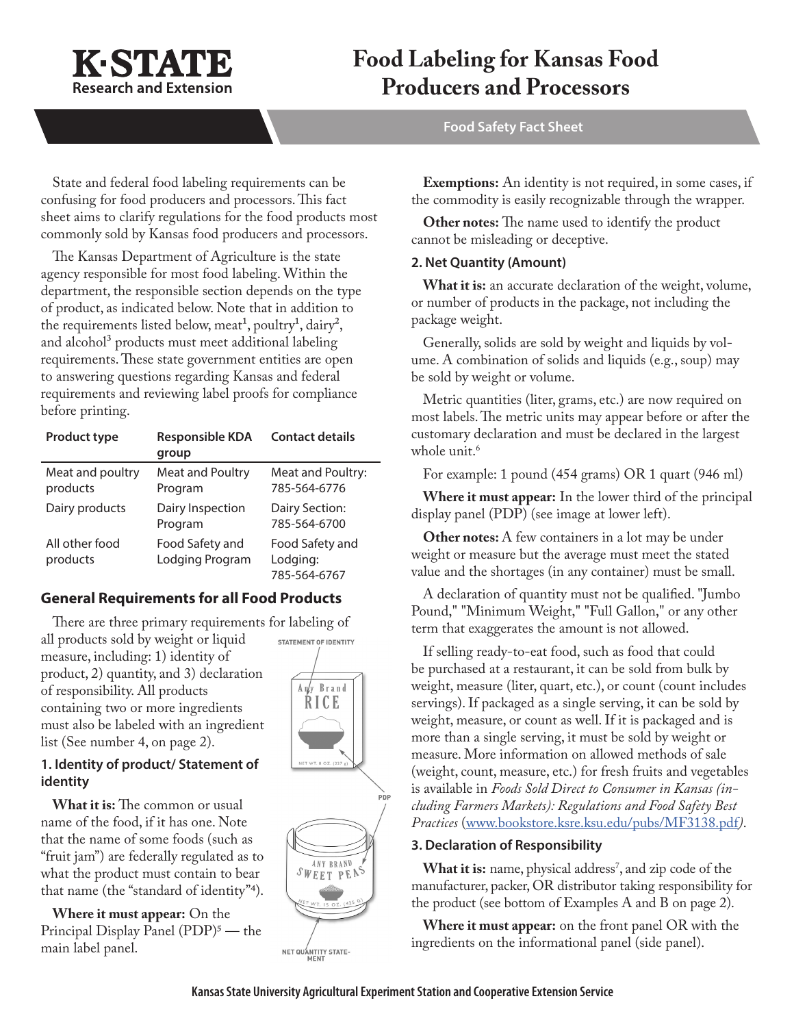# Food Labeling for Kansas Food Producers and Processors

Food Safety Fact Sheet

State and federal food labeling requirements can be confusing for food producers and processors. This fact sheet aims to clarify regulations for the food products most commonly sold by Kansas food producers and processors.

The Kansas Department of Agriculture is the state agency responsible for most food labeling. Within the department, the responsible section depends on the type of product, as indicated below. Note that in addition to the requirements listed below, meat[1], poultry[1], dairy[2], and alcohol[3] products must meet additional labeling requirements. These state government entities are open to answering questions regarding Kansas and federal requirements and reviewing label proofs for compliance before printing.

| Product type | Responsible KDA group | Contact details |
|---|---|---|
| Meat and poultry products | Meat and Poultry Program | Meat and Poultry: 785-564-6776 |
| Dairy products | Dairy Inspection Program | Dairy Section: 785-564-6700 |
| All other food products | Food Safety and Lodging Program | Food Safety and Lodging: 785-564-6767 |

## General Requirements for all Food Products

There are three primary requirements for labeling of all products sold by weight or liquid measure, including: 1) identity of product, 2) quantity, and 3) declaration of responsibility. All products containing two or more ingredients must also be labeled with an ingredient list (See number 4, on page 2).

STATEMENT OF IDENTITY

PDP

NET QUANTITY STATEMENT

### 1. Identity of product/ Statement of identity

**What it is:** The common or usual name of the food, if it has one. Note that the name of some foods (such as "fruit jam") are federally regulated as to what the product must contain to bear that name (the "standard of identity"[4]).

**Where it must appear:** On the Principal Display Panel (PDP)[5] — the main label panel.

**Exemptions:** An identity is not required, in some cases, if the commodity is easily recognizable through the wrapper.

**Other notes:** The name used to identify the product cannot be misleading or deceptive.

### 2. Net Quantity (Amount)

**What it is:** an accurate declaration of the weight, volume, or number of products in the package, not including the package weight.

Generally, solids are sold by weight and liquids by volume. A combination of solids and liquids (e.g., soup) may be sold by weight or volume.

Metric quantities (liter, grams, etc.) are now required on most labels. The metric units may appear before or after the customary declaration and must be declared in the largest whole unit.[6]

For example: 1 pound (454 grams) OR 1 quart (946 ml)

**Where it must appear:** In the lower third of the principal display panel (PDP) (see image at lower left).

**Other notes:** A few containers in a lot may be under weight or measure but the average must meet the stated value and the shortages (in any container) must be small.

A declaration of quantity must not be qualified. "Jumbo Pound," "Minimum Weight," "Full Gallon," or any other term that exaggerates the amount is not allowed.

If selling ready-to-eat food, such as food that could be purchased at a restaurant, it can be sold from bulk by weight, measure (liter, quart, etc.), or count (count includes servings). If packaged as a single serving, it can be sold by weight, measure, or count as well. If it is packaged and is more than a single serving, it must be sold by weight or measure. More information on allowed methods of sale (weight, count, measure, etc.) for fresh fruits and vegetables is available in *Foods Sold Direct to Consumer in Kansas (including Farmers Markets): Regulations and Food Safety Best Practices* (www.bookstore.ksre.ksu.edu/pubs/MF3138.pdf).

### 3. Declaration of Responsibility

**What it is:** name, physical address[7], and zip code of the manufacturer, packer, OR distributor taking responsibility for the product (see bottom of Examples A and B on page 2).

**Where it must appear:** on the front panel OR with the ingredients on the informational panel (side panel).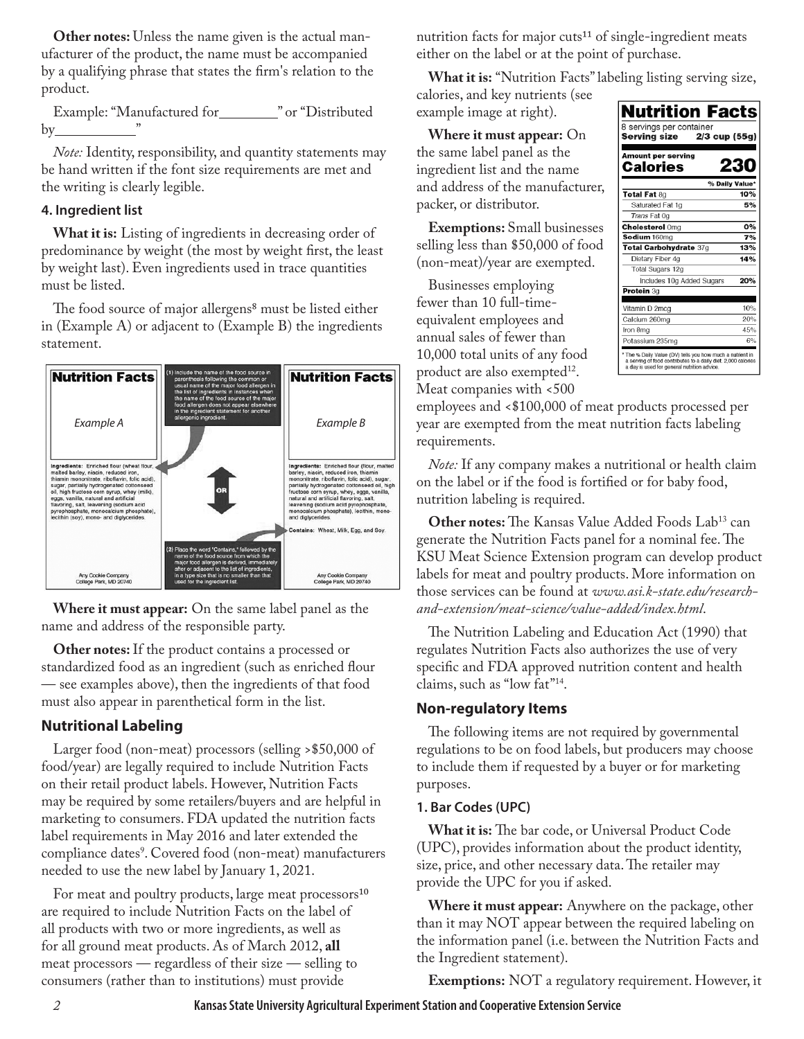**Other notes:** Unless the name given is the actual manufacturer of the product, the name must be accompanied by a qualifying phrase that states the firm's relation to the product.

Example: "Manufactured for________" or "Distributed by__________"

*Note:* Identity, responsibility, and quantity statements may be hand written if the font size requirements are met and the writing is clearly legible.

#### 4. Ingredient list

**What it is:** Listing of ingredients in decreasing order of predominance by weight (the most by weight first, the least by weight last). Even ingredients used in trace quantities must be listed.

The food source of major allergens[8] must be listed either in (Example A) or adjacent to (Example B) the ingredients statement.

**Nutrition Facts** — *Example A*

Ingredients: Enriched flour (wheat flour, malted barley, niacin, reduced iron, thiamin mononitrate, riboflavin, folic acid), sugar, partially hydrogenated cottonseed oil, high fructose corn syrup, whey (milk), eggs, vanilla, natural and artificial flavoring, salt, leavening (sodium acid pyrophosphate, monocalcium phosphate), lecithin (soy), mono- and diglycerides.

Any Cookie Company
College Park, MD 20740

(1) Include the name of the food source in parenthesis following the common or usual name of the major food allergen in the list of ingredients in instances when the name of the food source of the major food allergen does not appear elsewhere in the ingredient statement for another allergenic ingredient.

OR

(2) Place the word "Contains," followed by the name of the food source from which the major food allergen is derived, immediately after or adjacent to the list of ingredients, in a type size that is no smaller than that used for the ingredient list.

**Nutrition Facts** — *Example B*

Ingredients: Enriched flour (flour, malted barley, niacin, reduced iron, thiamin mononitrate, riboflavin, folic acid), sugar, partially hydrogenated cottonseed oil, high fructose corn syrup, whey, eggs, vanilla, natural and artificial flavoring, salt, leavening (sodium acid pyrophosphate, monocalcium phosphate), lecithin, mono- and diglycerides.

Contains: Wheat, Milk, Egg, and Soy.

Any Cookie Company
College Park, MD 20740

**Where it must appear:** On the same label panel as the name and address of the responsible party.

**Other notes:** If the product contains a processed or standardized food as an ingredient (such as enriched flour — see examples above), then the ingredients of that food must also appear in parenthetical form in the list.

### Nutritional Labeling

Larger food (non-meat) processors (selling >$50,000 of food/year) are legally required to include Nutrition Facts on their retail product labels. However, Nutrition Facts may be required by some retailers/buyers and are helpful in marketing to consumers. FDA updated the nutrition facts label requirements in May 2016 and later extended the compliance dates[9]. Covered food (non-meat) manufacturers needed to use the new label by January 1, 2021.

For meat and poultry products, large meat processors[10] are required to include Nutrition Facts on the label of all products with two or more ingredients, as well as for all ground meat products. As of March 2012, **all** meat processors — regardless of their size — selling to consumers (rather than to institutions) must provide nutrition facts for major cuts[11] of single-ingredient meats either on the label or at the point of purchase.

**What it is:** "Nutrition Facts" labeling listing serving size, calories, and key nutrients (see example image at right).

**Nutrition Facts**

8 servings per container
**Serving size 2/3 cup (55g)**

| Amount per serving | |
|---|---|
| **Calories** | **230** |
| | **% Daily Value*** |
| **Total Fat** 8g | **10%** |
| Saturated Fat 1g | **5%** |
| *Trans* Fat 0g | |
| **Cholesterol** 0mg | **0%** |
| **Sodium** 160mg | **7%** |
| **Total Carbohydrate** 37g | **13%** |
| Dietary Fiber 4g | **14%** |
| Total Sugars 12g | |
| Includes 10g Added Sugars | **20%** |
| **Protein** 3g | |
| Vitamin D 2mcg | 10% |
| Calcium 260mg | 20% |
| Iron 8mg | 45% |
| Potassium 235mg | 6% |

* The % Daily Value (DV) tells you how much a nutrient in a serving of food contributes to a daily diet. 2,000 calories a day is used for general nutrition advice.

**Where it must appear:** On the same label panel as the ingredient list and the name and address of the manufacturer, packer, or distributor.

**Exemptions:** Small businesses selling less than $50,000 of food (non-meat)/year are exempted.

Businesses employing fewer than 10 full-time-equivalent employees and annual sales of fewer than 10,000 total units of any food product are also exempted[12]. Meat companies with <500 employees and <$100,000 of meat products processed per year are exempted from the meat nutrition facts labeling requirements.

*Note:* If any company makes a nutritional or health claim on the label or if the food is fortified or for baby food, nutrition labeling is required.

**Other notes:** The Kansas Value Added Foods Lab[13] can generate the Nutrition Facts panel for a nominal fee. The KSU Meat Science Extension program can develop product labels for meat and poultry products. More information on those services can be found at *www.asi.k-state.edu/research-and-extension/meat-science/value-added/index.html*.

The Nutrition Labeling and Education Act (1990) that regulates Nutrition Facts also authorizes the use of very specific and FDA approved nutrition content and health claims, such as "low fat"[14].

### Non-regulatory Items

The following items are not required by governmental regulations to be on food labels, but producers may choose to include them if requested by a buyer or for marketing purposes.

#### 1. Bar Codes (UPC)

**What it is:** The bar code, or Universal Product Code (UPC), provides information about the product identity, size, price, and other necessary data. The retailer may provide the UPC for you if asked.

**Where it must appear:** Anywhere on the package, other than it may NOT appear between the required labeling on the information panel (i.e. between the Nutrition Facts and the Ingredient statement).

**Exemptions:** NOT a regulatory requirement. However, it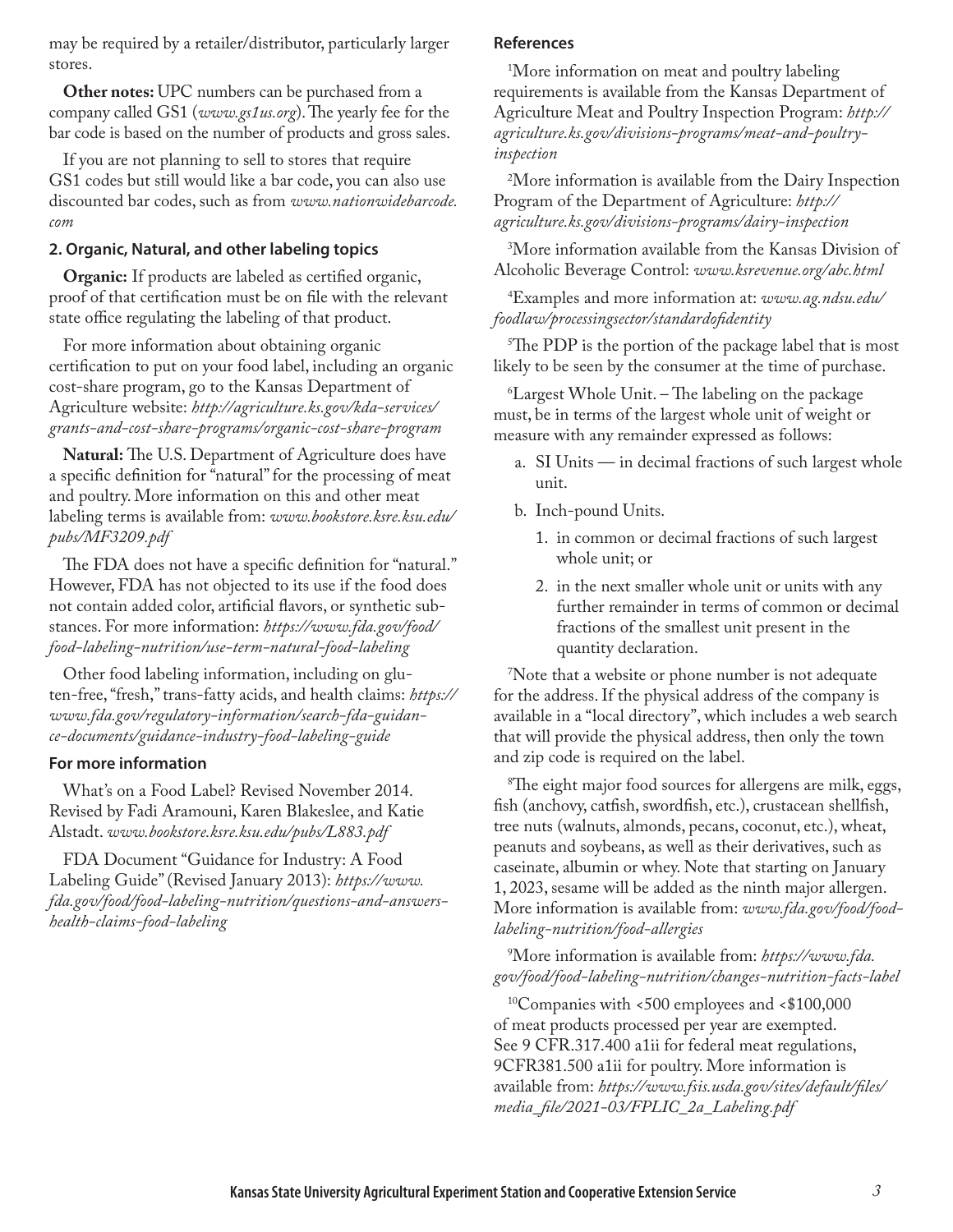may be required by a retailer/distributor, particularly larger stores.

**Other notes:** UPC numbers can be purchased from a company called GS1 (*www.gs1us.org*). The yearly fee for the bar code is based on the number of products and gross sales.

If you are not planning to sell to stores that require GS1 codes but still would like a bar code, you can also use discounted bar codes, such as from *www.nationwidebarcode.com*

### 2. Organic, Natural, and other labeling topics

**Organic:** If products are labeled as certified organic, proof of that certification must be on file with the relevant state office regulating the labeling of that product.

For more information about obtaining organic certification to put on your food label, including an organic cost-share program, go to the Kansas Department of Agriculture website: *http://agriculture.ks.gov/kda-services/grants-and-cost-share-programs/organic-cost-share-program*

**Natural:** The U.S. Department of Agriculture does have a specific definition for "natural" for the processing of meat and poultry. More information on this and other meat labeling terms is available from: *www.bookstore.ksre.ksu.edu/pubs/MF3209.pdf*

The FDA does not have a specific definition for "natural." However, FDA has not objected to its use if the food does not contain added color, artificial flavors, or synthetic substances. For more information: *https://www.fda.gov/food/food-labeling-nutrition/use-term-natural-food-labeling*

Other food labeling information, including on gluten-free, "fresh," trans-fatty acids, and health claims: *https://www.fda.gov/regulatory-information/search-fda-guidance-documents/guidance-industry-food-labeling-guide*

### For more information

What's on a Food Label? Revised November 2014. Revised by Fadi Aramouni, Karen Blakeslee, and Katie Alstadt. *www.bookstore.ksre.ksu.edu/pubs/L883.pdf*

FDA Document "Guidance for Industry: A Food Labeling Guide" (Revised January 2013): *https://www.fda.gov/food/food-labeling-nutrition/questions-and-answers-health-claims-food-labeling*

### References

[1]More information on meat and poultry labeling requirements is available from the Kansas Department of Agriculture Meat and Poultry Inspection Program: *http://agriculture.ks.gov/divisions-programs/meat-and-poultry-inspection*

[2]More information is available from the Dairy Inspection Program of the Department of Agriculture: *http://agriculture.ks.gov/divisions-programs/dairy-inspection*

[3]More information available from the Kansas Division of Alcoholic Beverage Control: *www.ksrevenue.org/abc.html*

[4]Examples and more information at: *www.ag.ndsu.edu/foodlaw/processingsector/standardofidentity*

[5]The PDP is the portion of the package label that is most likely to be seen by the consumer at the time of purchase.

[6]Largest Whole Unit. – The labeling on the package must, be in terms of the largest whole unit of weight or measure with any remainder expressed as follows:

a. SI Units — in decimal fractions of such largest whole unit.

b. Inch-pound Units.

   1. in common or decimal fractions of such largest whole unit; or

   2. in the next smaller whole unit or units with any further remainder in terms of common or decimal fractions of the smallest unit present in the quantity declaration.

[7]Note that a website or phone number is not adequate for the address. If the physical address of the company is available in a "local directory", which includes a web search that will provide the physical address, then only the town and zip code is required on the label.

[8]The eight major food sources for allergens are milk, eggs, fish (anchovy, catfish, swordfish, etc.), crustacean shellfish, tree nuts (walnuts, almonds, pecans, coconut, etc.), wheat, peanuts and soybeans, as well as their derivatives, such as caseinate, albumin or whey. Note that starting on January 1, 2023, sesame will be added as the ninth major allergen. More information is available from: *www.fda.gov/food/food-labeling-nutrition/food-allergies*

[9]More information is available from: *https://www.fda.gov/food/food-labeling-nutrition/changes-nutrition-facts-label*

[10]Companies with <500 employees and <$100,000 of meat products processed per year are exempted. See 9 CFR.317.400 a1ii for federal meat regulations, 9CFR381.500 a1ii for poultry. More information is available from: *https://www.fsis.usda.gov/sites/default/files/media_file/2021-03/FPLIC_2a_Labeling.pdf*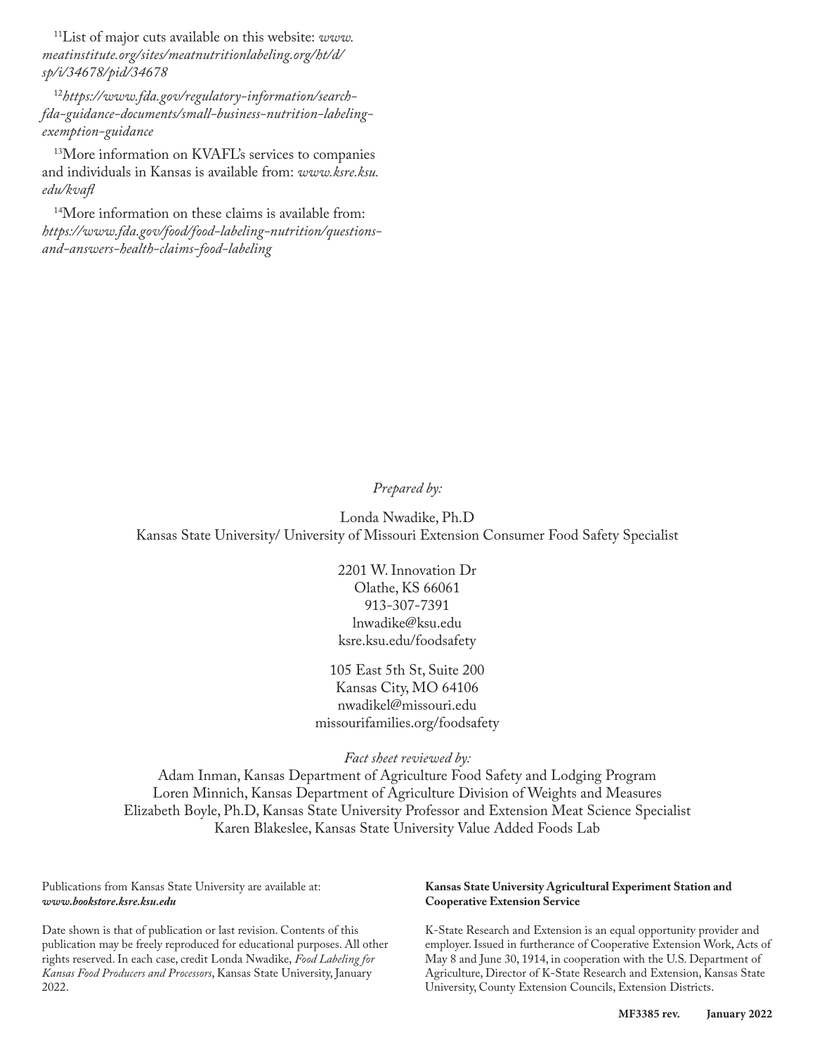[11]List of major cuts available on this website: *www.meatinstitute.org/sites/meatnutritionlabeling.org/ht/d/sp/i/34678/pid/34678*

[12]*https://www.fda.gov/regulatory-information/search-fda-guidance-documents/small-business-nutrition-labeling-exemption-guidance*

[13]More information on KVAFL's services to companies and individuals in Kansas is available from: *www.ksre.ksu.edu/kvafl*

[14]More information on these claims is available from: *https://www.fda.gov/food/food-labeling-nutrition/questions-and-answers-health-claims-food-labeling*

*Prepared by:*

Londa Nwadike, Ph.D
Kansas State University/ University of Missouri Extension Consumer Food Safety Specialist

2201 W. Innovation Dr
Olathe, KS 66061
913-307-7391
lnwadike@ksu.edu
ksre.ksu.edu/foodsafety

105 East 5th St, Suite 200
Kansas City, MO 64106
nwadikel@missouri.edu
missourifamilies.org/foodsafety

*Fact sheet reviewed by:*

Adam Inman, Kansas Department of Agriculture Food Safety and Lodging Program
Loren Minnich, Kansas Department of Agriculture Division of Weights and Measures
Elizabeth Boyle, Ph.D, Kansas State University Professor and Extension Meat Science Specialist
Karen Blakeslee, Kansas State University Value Added Foods Lab

Publications from Kansas State University are available at: ***www.bookstore.ksre.ksu.edu***

Date shown is that of publication or last revision. Contents of this publication may be freely reproduced for educational purposes. All other rights reserved. In each case, credit Londa Nwadike, *Food Labeling for Kansas Food Producers and Processors*, Kansas State University, January 2022.

**Kansas State University Agricultural Experiment Station and Cooperative Extension Service**

K-State Research and Extension is an equal opportunity provider and employer. Issued in furtherance of Cooperative Extension Work, Acts of May 8 and June 30, 1914, in cooperation with the U.S. Department of Agriculture, Director of K-State Research and Extension, Kansas State University, County Extension Councils, Extension Districts.

**MF3385 rev. January 2022**